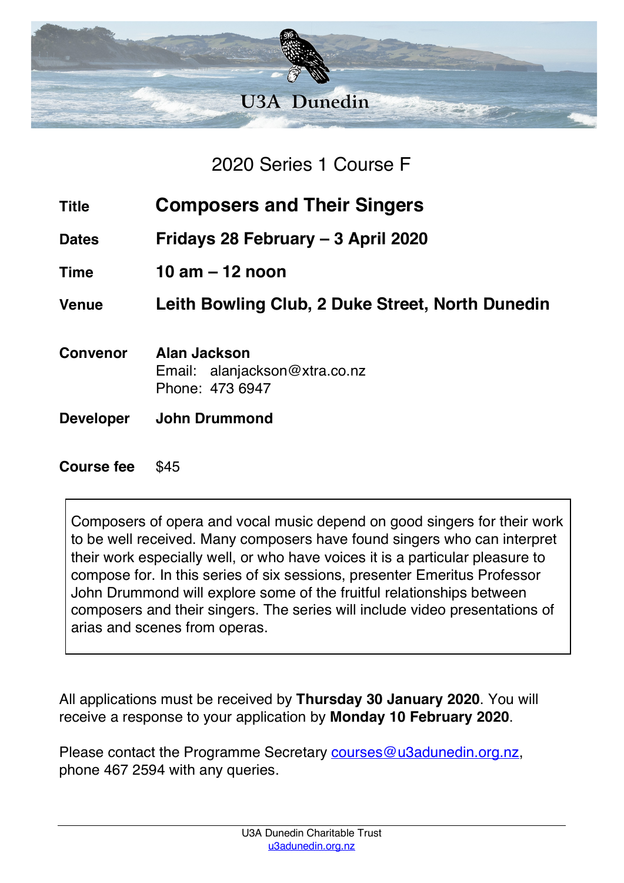U3A Dunedin

## 2020 Series 1 Course F

| | |
|---|---|
| **Title** | **Composers and Their Singers** |
| **Dates** | **Fridays 28 February – 3 April 2020** |
| **Time** | **10 am – 12 noon** |
| **Venue** | **Leith Bowling Club, 2 Duke Street, North Dunedin** |
| **Convenor** | **Alan Jackson**<br>Email: alanjackson@xtra.co.nz<br>Phone: 473 6947 |
| **Developer** | **John Drummond** |
| **Course fee** | $45 |

Composers of opera and vocal music depend on good singers for their work to be well received. Many composers have found singers who can interpret their work especially well, or who have voices it is a particular pleasure to compose for. In this series of six sessions, presenter Emeritus Professor John Drummond will explore some of the fruitful relationships between composers and their singers. The series will include video presentations of arias and scenes from operas.

All applications must be received by **Thursday 30 January 2020**. You will receive a response to your application by **Monday 10 February 2020**.

Please contact the Programme Secretary courses@u3adunedin.org.nz, phone 467 2594 with any queries.

U3A Dunedin Charitable Trust
u3adunedin.org.nz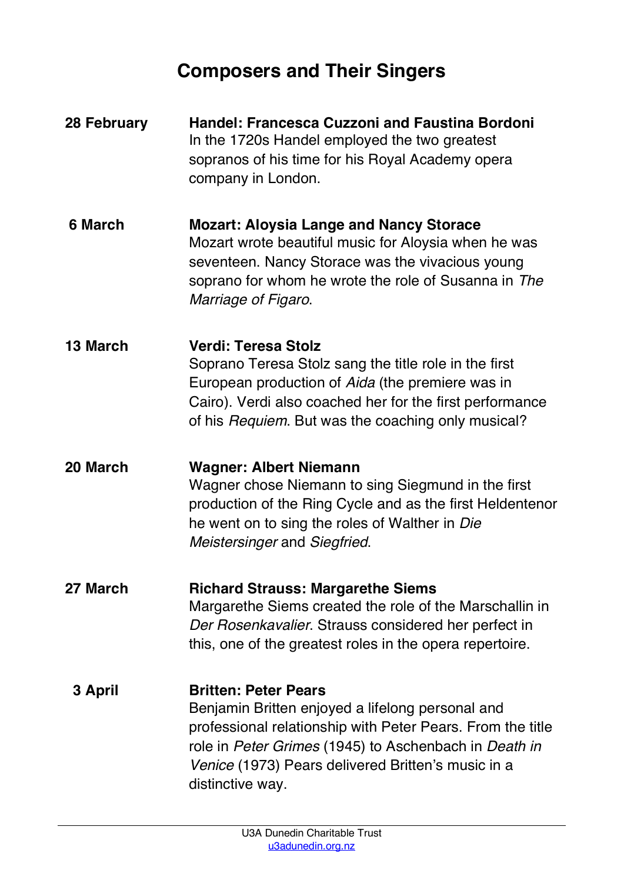# Composers and Their Singers

**28 February** — **Handel: Francesca Cuzzoni and Faustina Bordoni**
In the 1720s Handel employed the two greatest sopranos of his time for his Royal Academy opera company in London.

**6 March** — **Mozart: Aloysia Lange and Nancy Storace**
Mozart wrote beautiful music for Aloysia when he was seventeen. Nancy Storace was the vivacious young soprano for whom he wrote the role of Susanna in *The Marriage of Figaro*.

**13 March** — **Verdi: Teresa Stolz**
Soprano Teresa Stolz sang the title role in the first European production of *Aida* (the premiere was in Cairo). Verdi also coached her for the first performance of his *Requiem*. But was the coaching only musical?

**20 March** — **Wagner: Albert Niemann**
Wagner chose Niemann to sing Siegmund in the first production of the Ring Cycle and as the first Heldentenor he went on to sing the roles of Walther in *Die Meistersinger* and *Siegfried*.

**27 March** — **Richard Strauss: Margarethe Siems**
Margarethe Siems created the role of the Marschallin in *Der Rosenkavalier*. Strauss considered her perfect in this, one of the greatest roles in the opera repertoire.

**3 April** — **Britten: Peter Pears**
Benjamin Britten enjoyed a lifelong personal and professional relationship with Peter Pears. From the title role in *Peter Grimes* (1945) to Aschenbach in *Death in Venice* (1973) Pears delivered Britten's music in a distinctive way.

U3A Dunedin Charitable Trust
u3adunedin.org.nz